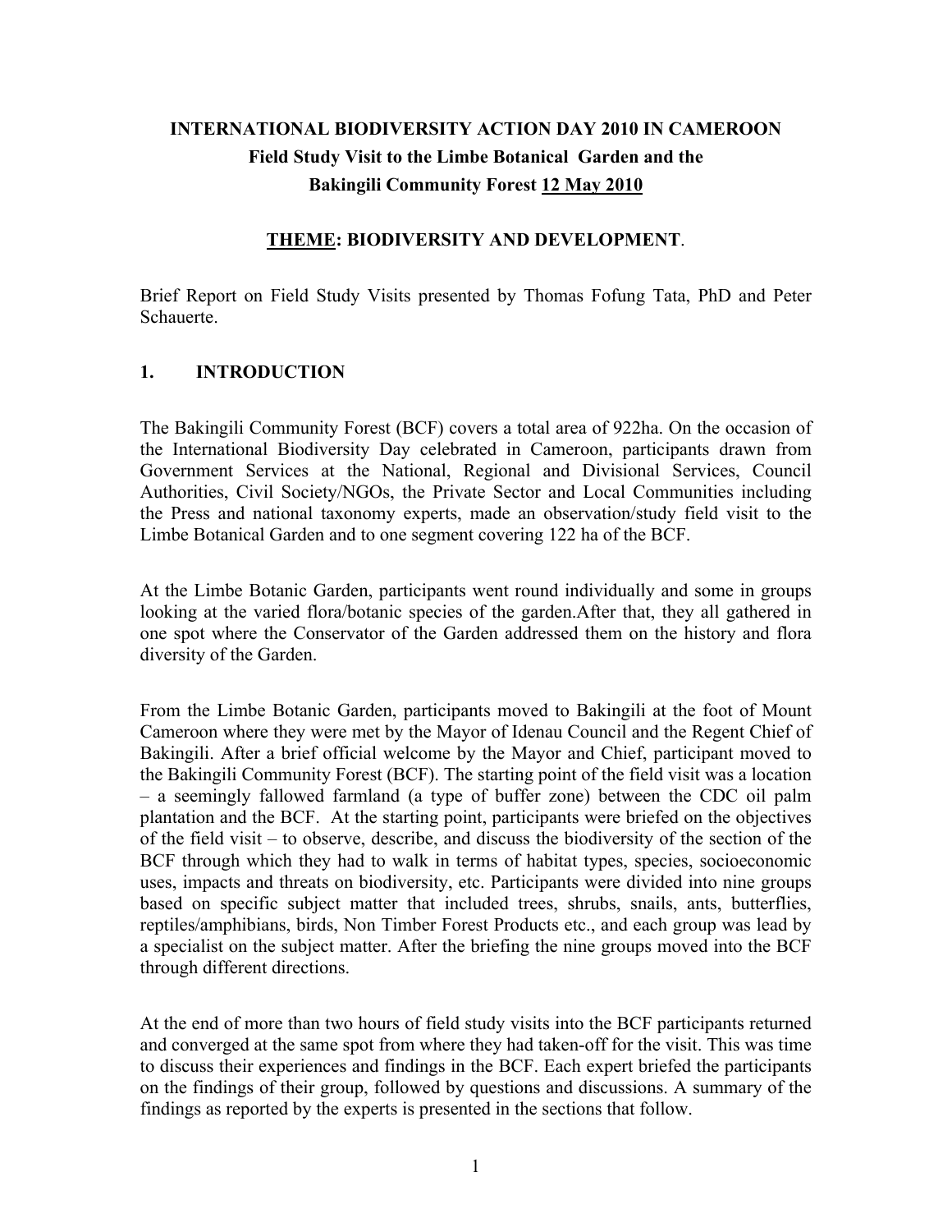# INTERNATIONAL BIODIVERSITY ACTION DAY 2010 IN CAMEROON
## Field Study Visit to the Limbe Botanical Garden and the Bakingili Community Forest 12 May 2010

### THEME: BIODIVERSITY AND DEVELOPMENT.

Brief Report on Field Study Visits presented by Thomas Fofung Tata, PhD and Peter Schauerte.

## 1. INTRODUCTION

The Bakingili Community Forest (BCF) covers a total area of 922ha. On the occasion of the International Biodiversity Day celebrated in Cameroon, participants drawn from Government Services at the National, Regional and Divisional Services, Council Authorities, Civil Society/NGOs, the Private Sector and Local Communities including the Press and national taxonomy experts, made an observation/study field visit to the Limbe Botanical Garden and to one segment covering 122 ha of the BCF.

At the Limbe Botanic Garden, participants went round individually and some in groups looking at the varied flora/botanic species of the garden.After that, they all gathered in one spot where the Conservator of the Garden addressed them on the history and flora diversity of the Garden.

From the Limbe Botanic Garden, participants moved to Bakingili at the foot of Mount Cameroon where they were met by the Mayor of Idenau Council and the Regent Chief of Bakingili. After a brief official welcome by the Mayor and Chief, participant moved to the Bakingili Community Forest (BCF). The starting point of the field visit was a location – a seemingly fallowed farmland (a type of buffer zone) between the CDC oil palm plantation and the BCF. At the starting point, participants were briefed on the objectives of the field visit – to observe, describe, and discuss the biodiversity of the section of the BCF through which they had to walk in terms of habitat types, species, socioeconomic uses, impacts and threats on biodiversity, etc. Participants were divided into nine groups based on specific subject matter that included trees, shrubs, snails, ants, butterflies, reptiles/amphibians, birds, Non Timber Forest Products etc., and each group was lead by a specialist on the subject matter. After the briefing the nine groups moved into the BCF through different directions.

At the end of more than two hours of field study visits into the BCF participants returned and converged at the same spot from where they had taken-off for the visit. This was time to discuss their experiences and findings in the BCF. Each expert briefed the participants on the findings of their group, followed by questions and discussions. A summary of the findings as reported by the experts is presented in the sections that follow.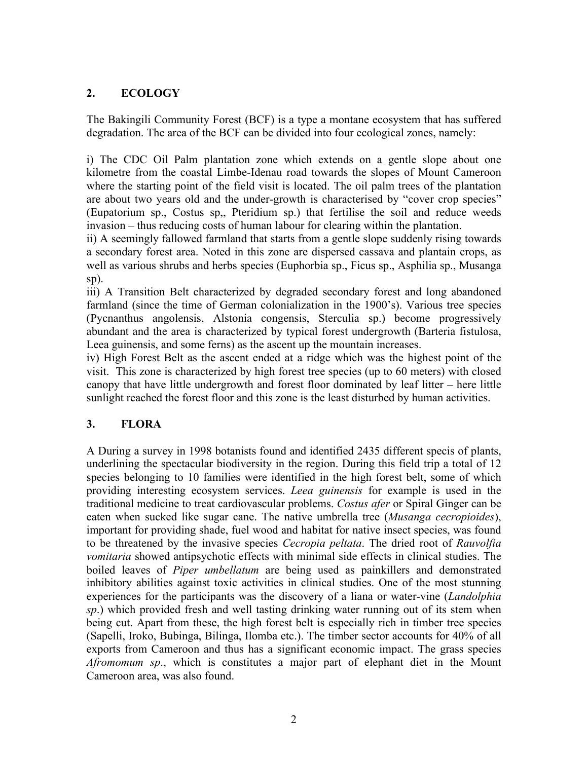## 2. ECOLOGY

The Bakingili Community Forest (BCF) is a type a montane ecosystem that has suffered degradation. The area of the BCF can be divided into four ecological zones, namely:

i) The CDC Oil Palm plantation zone which extends on a gentle slope about one kilometre from the coastal Limbe-Idenau road towards the slopes of Mount Cameroon where the starting point of the field visit is located. The oil palm trees of the plantation are about two years old and the under-growth is characterised by "cover crop species" (Eupatorium sp., Costus sp,, Pteridium sp.) that fertilise the soil and reduce weeds invasion – thus reducing costs of human labour for clearing within the plantation.
ii) A seemingly fallowed farmland that starts from a gentle slope suddenly rising towards a secondary forest area. Noted in this zone are dispersed cassava and plantain crops, as well as various shrubs and herbs species (Euphorbia sp., Ficus sp., Asphilia sp., Musanga sp).
iii) A Transition Belt characterized by degraded secondary forest and long abandoned farmland (since the time of German colonialization in the 1900's). Various tree species (Pycnanthus angolensis, Alstonia congensis, Sterculia sp.) become progressively abundant and the area is characterized by typical forest undergrowth (Barteria fistulosa, Leea guinensis, and some ferns) as the ascent up the mountain increases.
iv) High Forest Belt as the ascent ended at a ridge which was the highest point of the visit. This zone is characterized by high forest tree species (up to 60 meters) with closed canopy that have little undergrowth and forest floor dominated by leaf litter – here little sunlight reached the forest floor and this zone is the least disturbed by human activities.

## 3. FLORA

A During a survey in 1998 botanists found and identified 2435 different specis of plants, underlining the spectacular biodiversity in the region. During this field trip a total of 12 species belonging to 10 families were identified in the high forest belt, some of which providing interesting ecosystem services. *Leea guinensis* for example is used in the traditional medicine to treat cardiovascular problems. *Costus afer* or Spiral Ginger can be eaten when sucked like sugar cane. The native umbrella tree (*Musanga cecropioides*), important for providing shade, fuel wood and habitat for native insect species, was found to be threatened by the invasive species *Cecropia peltata*. The dried root of *Rauvolfia vomitaria* showed antipsychotic effects with minimal side effects in clinical studies. The boiled leaves of *Piper umbellatum* are being used as painkillers and demonstrated inhibitory abilities against toxic activities in clinical studies. One of the most stunning experiences for the participants was the discovery of a liana or water-vine (*Landolphia sp*.) which provided fresh and well tasting drinking water running out of its stem when being cut. Apart from these, the high forest belt is especially rich in timber tree species (Sapelli, Iroko, Bubinga, Bilinga, Ilomba etc.). The timber sector accounts for 40% of all exports from Cameroon and thus has a significant economic impact. The grass species *Afromomum sp*., which is constitutes a major part of elephant diet in the Mount Cameroon area, was also found.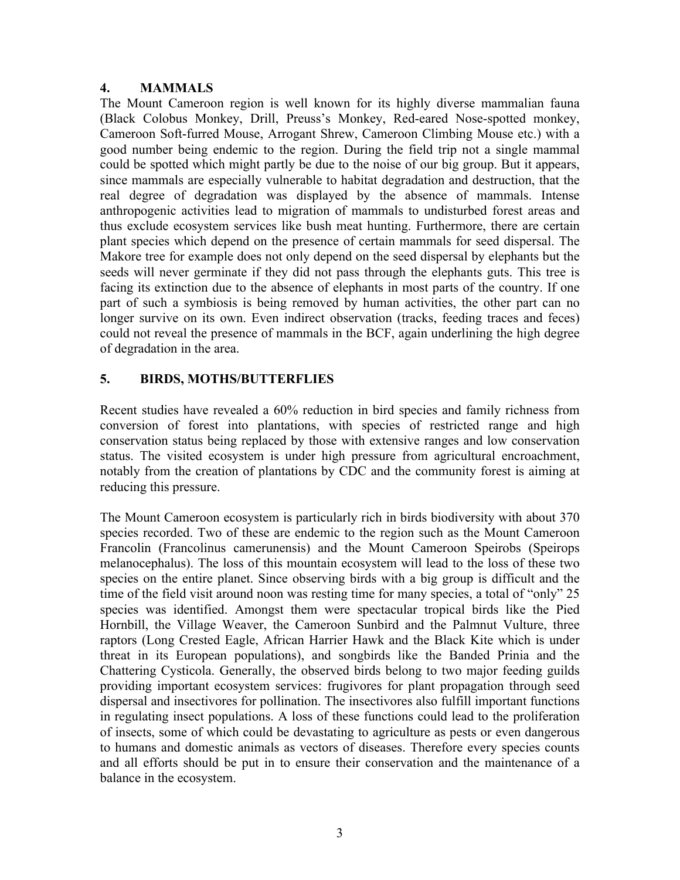## 4. MAMMALS

The Mount Cameroon region is well known for its highly diverse mammalian fauna (Black Colobus Monkey, Drill, Preuss's Monkey, Red-eared Nose-spotted monkey, Cameroon Soft-furred Mouse, Arrogant Shrew, Cameroon Climbing Mouse etc.) with a good number being endemic to the region. During the field trip not a single mammal could be spotted which might partly be due to the noise of our big group. But it appears, since mammals are especially vulnerable to habitat degradation and destruction, that the real degree of degradation was displayed by the absence of mammals. Intense anthropogenic activities lead to migration of mammals to undisturbed forest areas and thus exclude ecosystem services like bush meat hunting. Furthermore, there are certain plant species which depend on the presence of certain mammals for seed dispersal. The Makore tree for example does not only depend on the seed dispersal by elephants but the seeds will never germinate if they did not pass through the elephants guts. This tree is facing its extinction due to the absence of elephants in most parts of the country. If one part of such a symbiosis is being removed by human activities, the other part can no longer survive on its own. Even indirect observation (tracks, feeding traces and feces) could not reveal the presence of mammals in the BCF, again underlining the high degree of degradation in the area.

## 5. BIRDS, MOTHS/BUTTERFLIES

Recent studies have revealed a 60% reduction in bird species and family richness from conversion of forest into plantations, with species of restricted range and high conservation status being replaced by those with extensive ranges and low conservation status. The visited ecosystem is under high pressure from agricultural encroachment, notably from the creation of plantations by CDC and the community forest is aiming at reducing this pressure.

The Mount Cameroon ecosystem is particularly rich in birds biodiversity with about 370 species recorded. Two of these are endemic to the region such as the Mount Cameroon Francolin (Francolinus camerunensis) and the Mount Cameroon Speirobs (Speirops melanocephalus). The loss of this mountain ecosystem will lead to the loss of these two species on the entire planet. Since observing birds with a big group is difficult and the time of the field visit around noon was resting time for many species, a total of "only" 25 species was identified. Amongst them were spectacular tropical birds like the Pied Hornbill, the Village Weaver, the Cameroon Sunbird and the Palmnut Vulture, three raptors (Long Crested Eagle, African Harrier Hawk and the Black Kite which is under threat in its European populations), and songbirds like the Banded Prinia and the Chattering Cysticola. Generally, the observed birds belong to two major feeding guilds providing important ecosystem services: frugivores for plant propagation through seed dispersal and insectivores for pollination. The insectivores also fulfill important functions in regulating insect populations. A loss of these functions could lead to the proliferation of insects, some of which could be devastating to agriculture as pests or even dangerous to humans and domestic animals as vectors of diseases. Therefore every species counts and all efforts should be put in to ensure their conservation and the maintenance of a balance in the ecosystem.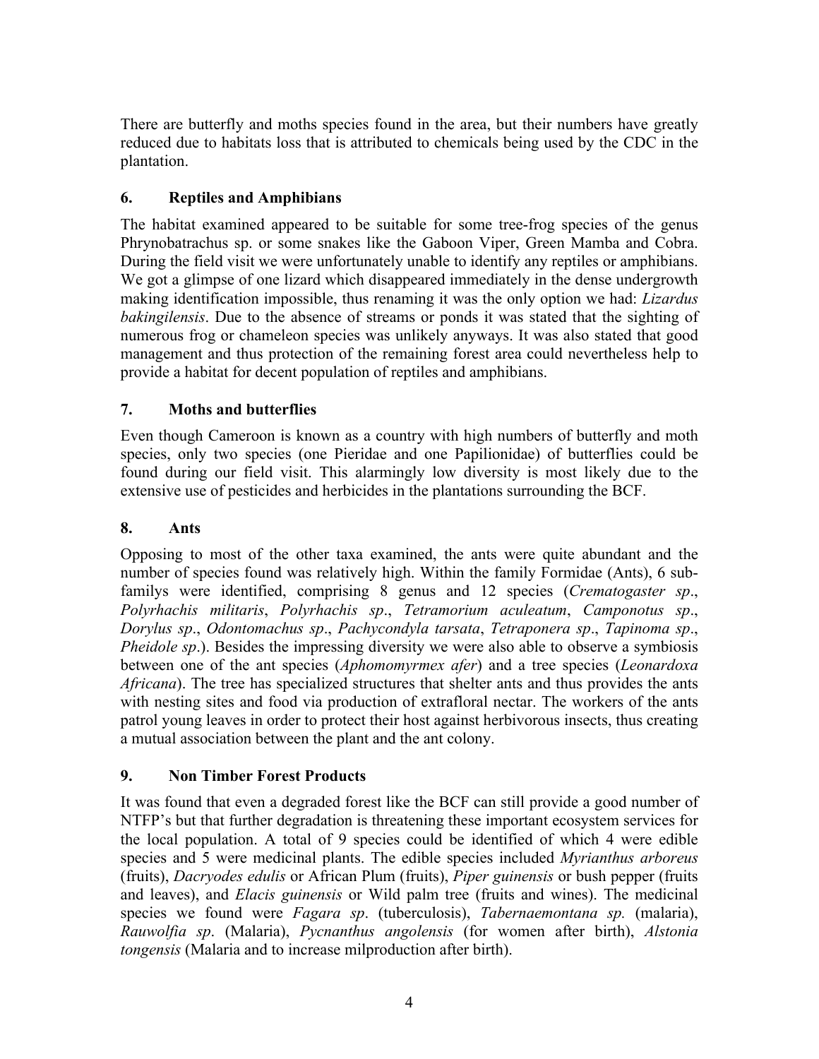There are butterfly and moths species found in the area, but their numbers have greatly reduced due to habitats loss that is attributed to chemicals being used by the CDC in the plantation.

## 6. Reptiles and Amphibians

The habitat examined appeared to be suitable for some tree-frog species of the genus Phrynobatrachus sp. or some snakes like the Gaboon Viper, Green Mamba and Cobra. During the field visit we were unfortunately unable to identify any reptiles or amphibians. We got a glimpse of one lizard which disappeared immediately in the dense undergrowth making identification impossible, thus renaming it was the only option we had: *Lizardus bakingilensis*. Due to the absence of streams or ponds it was stated that the sighting of numerous frog or chameleon species was unlikely anyways. It was also stated that good management and thus protection of the remaining forest area could nevertheless help to provide a habitat for decent population of reptiles and amphibians.

## 7. Moths and butterflies

Even though Cameroon is known as a country with high numbers of butterfly and moth species, only two species (one Pieridae and one Papilionidae) of butterflies could be found during our field visit. This alarmingly low diversity is most likely due to the extensive use of pesticides and herbicides in the plantations surrounding the BCF.

## 8. Ants

Opposing to most of the other taxa examined, the ants were quite abundant and the number of species found was relatively high. Within the family Formidae (Ants), 6 sub-familys were identified, comprising 8 genus and 12 species (*Crematogaster sp*., *Polyrhachis militaris*, *Polyrhachis sp*., *Tetramorium aculeatum*, *Camponotus sp*., *Dorylus sp*., *Odontomachus sp*., *Pachycondyla tarsata*, *Tetraponera sp*., *Tapinoma sp*., *Pheidole sp*.). Besides the impressing diversity we were also able to observe a symbiosis between one of the ant species (*Aphomomyrmex afer*) and a tree species (*Leonardoxa Africana*). The tree has specialized structures that shelter ants and thus provides the ants with nesting sites and food via production of extrafloral nectar. The workers of the ants patrol young leaves in order to protect their host against herbivorous insects, thus creating a mutual association between the plant and the ant colony.

## 9. Non Timber Forest Products

It was found that even a degraded forest like the BCF can still provide a good number of NTFP's but that further degradation is threatening these important ecosystem services for the local population. A total of 9 species could be identified of which 4 were edible species and 5 were medicinal plants. The edible species included *Myrianthus arboreus* (fruits), *Dacryodes edulis* or African Plum (fruits), *Piper guinensis* or bush pepper (fruits and leaves), and *Elacis guinensis* or Wild palm tree (fruits and wines). The medicinal species we found were *Fagara sp*. (tuberculosis), *Tabernaemontana sp.* (malaria), *Rauwolfia sp*. (Malaria), *Pycnanthus angolensis* (for women after birth), *Alstonia tongensis* (Malaria and to increase milproduction after birth).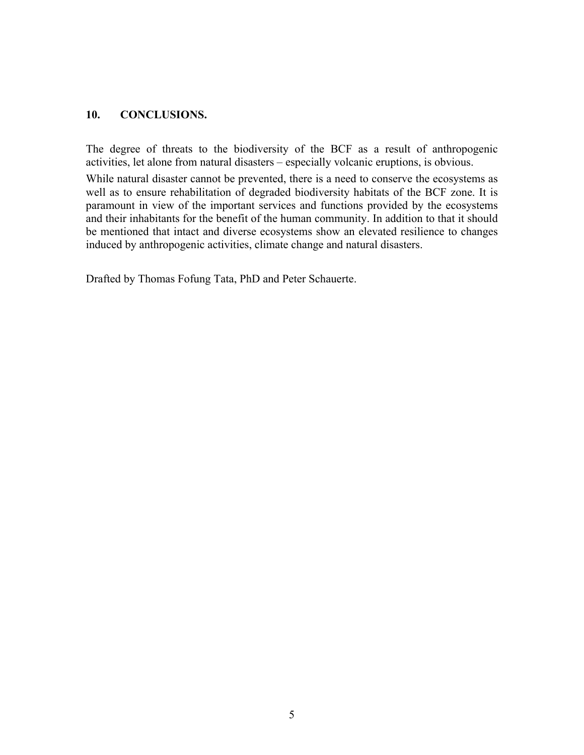## 10. CONCLUSIONS.

The degree of threats to the biodiversity of the BCF as a result of anthropogenic activities, let alone from natural disasters – especially volcanic eruptions, is obvious.

While natural disaster cannot be prevented, there is a need to conserve the ecosystems as well as to ensure rehabilitation of degraded biodiversity habitats of the BCF zone. It is paramount in view of the important services and functions provided by the ecosystems and their inhabitants for the benefit of the human community. In addition to that it should be mentioned that intact and diverse ecosystems show an elevated resilience to changes induced by anthropogenic activities, climate change and natural disasters.

Drafted by Thomas Fofung Tata, PhD and Peter Schauerte.